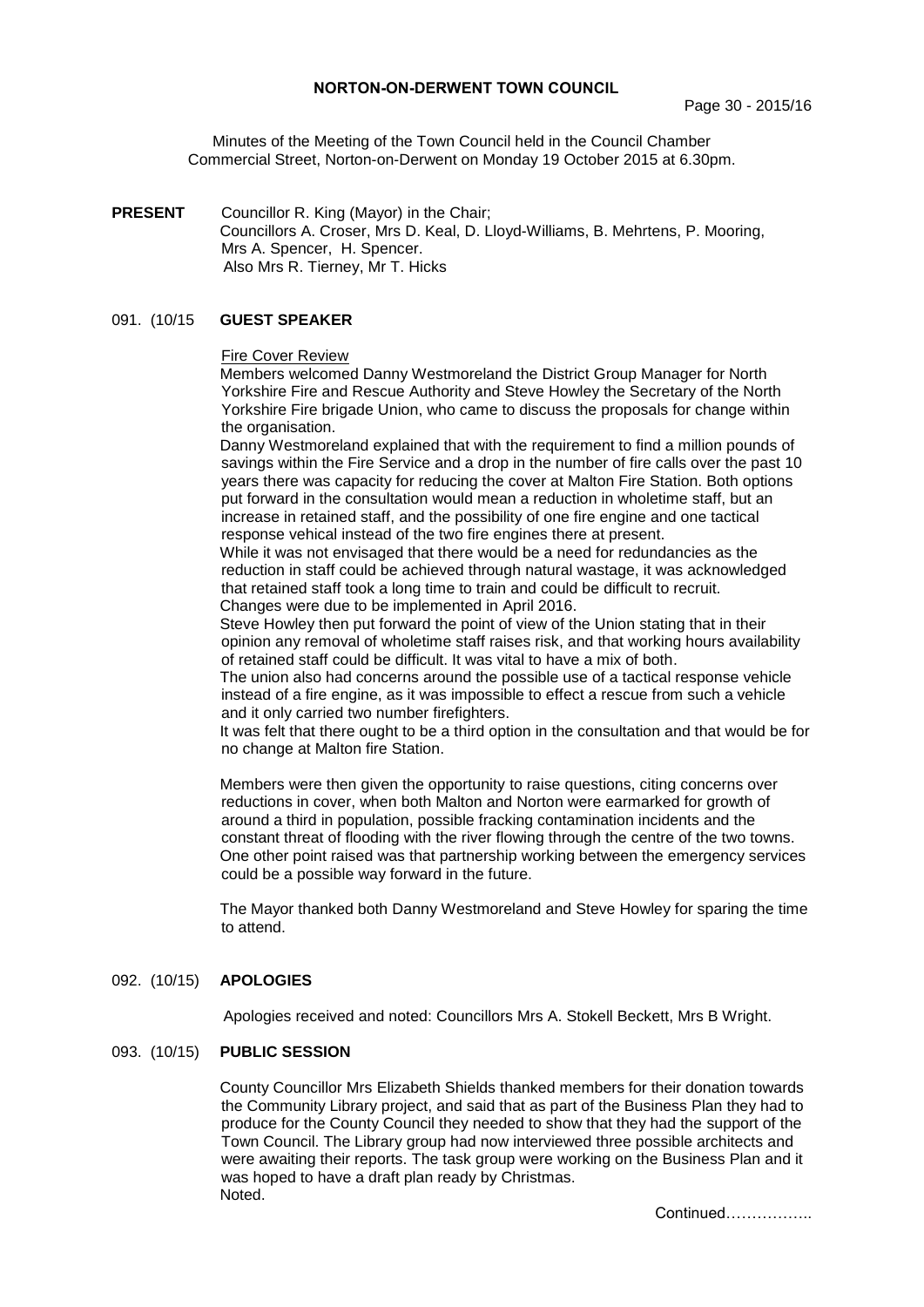**NORTON-ON-DERWENT TOWN COUNCIL**

Minutes of the Meeting of the Town Council held in the Council Chamber Commercial Street, Norton-on-Derwent on Monday 19 October 2015 at 6.30pm.

**PRESENT** Councillor R. King (Mayor) in the Chair;
Councillors A. Croser, Mrs D. Keal, D. Lloyd-Williams, B. Mehrtens, P. Mooring, Mrs A. Spencer, H. Spencer.
Also Mrs R. Tierney, Mr T. Hicks

091. (10/15 **GUEST SPEAKER**

Fire Cover Review

Members welcomed Danny Westmoreland the District Group Manager for North Yorkshire Fire and Rescue Authority and Steve Howley the Secretary of the North Yorkshire Fire brigade Union, who came to discuss the proposals for change within the organisation.

Danny Westmoreland explained that with the requirement to find a million pounds of savings within the Fire Service and a drop in the number of fire calls over the past 10 years there was capacity for reducing the cover at Malton Fire Station. Both options put forward in the consultation would mean a reduction in wholetime staff, but an increase in retained staff, and the possibility of one fire engine and one tactical response vehical instead of the two fire engines there at present.

While it was not envisaged that there would be a need for redundancies as the reduction in staff could be achieved through natural wastage, it was acknowledged that retained staff took a long time to train and could be difficult to recruit.

Changes were due to be implemented in April 2016.

Steve Howley then put forward the point of view of the Union stating that in their opinion any removal of wholetime staff raises risk, and that working hours availability of retained staff could be difficult. It was vital to have a mix of both.

The union also had concerns around the possible use of a tactical response vehicle instead of a fire engine, as it was impossible to effect a rescue from such a vehicle and it only carried two number firefighters.

It was felt that there ought to be a third option in the consultation and that would be for no change at Malton fire Station.

Members were then given the opportunity to raise questions, citing concerns over reductions in cover, when both Malton and Norton were earmarked for growth of around a third in population, possible fracking contamination incidents and the constant threat of flooding with the river flowing through the centre of the two towns. One other point raised was that partnership working between the emergency services could be a possible way forward in the future.

The Mayor thanked both Danny Westmoreland and Steve Howley for sparing the time to attend.

092. (10/15) **APOLOGIES**

Apologies received and noted: Councillors Mrs A. Stokell Beckett, Mrs B Wright.

093. (10/15) **PUBLIC SESSION**

County Councillor Mrs Elizabeth Shields thanked members for their donation towards the Community Library project, and said that as part of the Business Plan they had to produce for the County Council they needed to show that they had the support of the Town Council. The Library group had now interviewed three possible architects and were awaiting their reports. The task group were working on the Business Plan and it was hoped to have a draft plan ready by Christmas.
Noted.

Continued……………..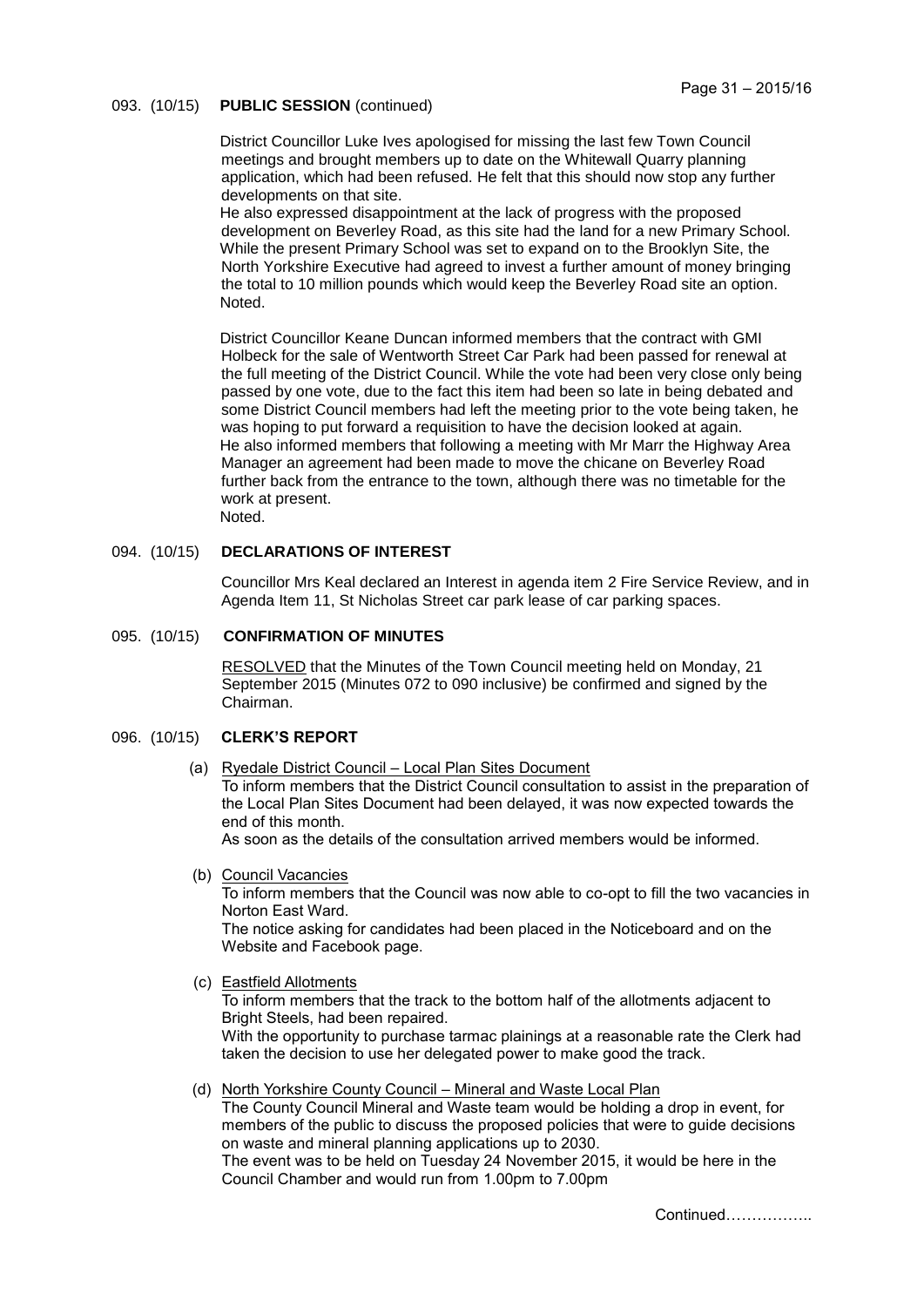093. (10/15) **PUBLIC SESSION** (continued)

District Councillor Luke Ives apologised for missing the last few Town Council meetings and brought members up to date on the Whitewall Quarry planning application, which had been refused. He felt that this should now stop any further developments on that site.
He also expressed disappointment at the lack of progress with the proposed development on Beverley Road, as this site had the land for a new Primary School. While the present Primary School was set to expand on to the Brooklyn Site, the North Yorkshire Executive had agreed to invest a further amount of money bringing the total to 10 million pounds which would keep the Beverley Road site an option.
Noted.

District Councillor Keane Duncan informed members that the contract with GMI Holbeck for the sale of Wentworth Street Car Park had been passed for renewal at the full meeting of the District Council. While the vote had been very close only being passed by one vote, due to the fact this item had been so late in being debated and some District Council members had left the meeting prior to the vote being taken, he was hoping to put forward a requisition to have the decision looked at again.
He also informed members that following a meeting with Mr Marr the Highway Area Manager an agreement had been made to move the chicane on Beverley Road further back from the entrance to the town, although there was no timetable for the work at present.
Noted.

094. (10/15) **DECLARATIONS OF INTEREST**

Councillor Mrs Keal declared an Interest in agenda item 2 Fire Service Review, and in Agenda Item 11, St Nicholas Street car park lease of car parking spaces.

095. (10/15) **CONFIRMATION OF MINUTES**

RESOLVED that the Minutes of the Town Council meeting held on Monday, 21 September 2015 (Minutes 072 to 090 inclusive) be confirmed and signed by the Chairman.

096. (10/15) **CLERK'S REPORT**

(a) Ryedale District Council – Local Plan Sites Document
To inform members that the District Council consultation to assist in the preparation of the Local Plan Sites Document had been delayed, it was now expected towards the end of this month.
As soon as the details of the consultation arrived members would be informed.

(b) Council Vacancies
To inform members that the Council was now able to co-opt to fill the two vacancies in Norton East Ward.
The notice asking for candidates had been placed in the Noticeboard and on the Website and Facebook page.

(c) Eastfield Allotments
To inform members that the track to the bottom half of the allotments adjacent to Bright Steels, had been repaired.
With the opportunity to purchase tarmac plainings at a reasonable rate the Clerk had taken the decision to use her delegated power to make good the track.

(d) North Yorkshire County Council – Mineral and Waste Local Plan
The County Council Mineral and Waste team would be holding a drop in event, for members of the public to discuss the proposed policies that were to guide decisions on waste and mineral planning applications up to 2030.
The event was to be held on Tuesday 24 November 2015, it would be here in the Council Chamber and would run from 1.00pm to 7.00pm

Continued……………..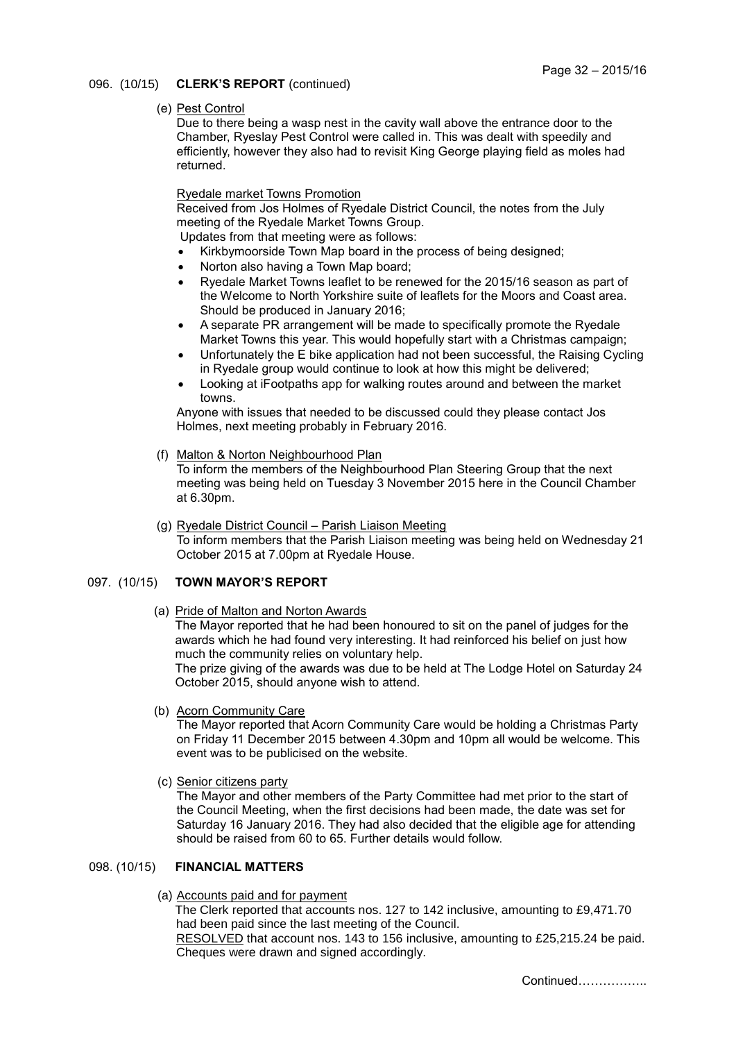096. (10/15) **CLERK'S REPORT** (continued)

(e) Pest Control

Due to there being a wasp nest in the cavity wall above the entrance door to the Chamber, Ryeslay Pest Control were called in. This was dealt with speedily and efficiently, however they also had to revisit King George playing field as moles had returned.

Ryedale market Towns Promotion

Received from Jos Holmes of Ryedale District Council, the notes from the July meeting of the Ryedale Market Towns Group.

Updates from that meeting were as follows:

- Kirkbymoorside Town Map board in the process of being designed;
- Norton also having a Town Map board;
- Ryedale Market Towns leaflet to be renewed for the 2015/16 season as part of the Welcome to North Yorkshire suite of leaflets for the Moors and Coast area. Should be produced in January 2016;
- A separate PR arrangement will be made to specifically promote the Ryedale Market Towns this year. This would hopefully start with a Christmas campaign;
- Unfortunately the E bike application had not been successful, the Raising Cycling in Ryedale group would continue to look at how this might be delivered;
- Looking at iFootpaths app for walking routes around and between the market towns.

Anyone with issues that needed to be discussed could they please contact Jos Holmes, next meeting probably in February 2016.

(f) Malton & Norton Neighbourhood Plan

To inform the members of the Neighbourhood Plan Steering Group that the next meeting was being held on Tuesday 3 November 2015 here in the Council Chamber at 6.30pm.

(g) Ryedale District Council – Parish Liaison Meeting

To inform members that the Parish Liaison meeting was being held on Wednesday 21 October 2015 at 7.00pm at Ryedale House.

097. (10/15) **TOWN MAYOR'S REPORT**

(a) Pride of Malton and Norton Awards

The Mayor reported that he had been honoured to sit on the panel of judges for the awards which he had found very interesting. It had reinforced his belief on just how much the community relies on voluntary help.

The prize giving of the awards was due to be held at The Lodge Hotel on Saturday 24 October 2015, should anyone wish to attend.

(b) Acorn Community Care

The Mayor reported that Acorn Community Care would be holding a Christmas Party on Friday 11 December 2015 between 4.30pm and 10pm all would be welcome. This event was to be publicised on the website.

(c) Senior citizens party

The Mayor and other members of the Party Committee had met prior to the start of the Council Meeting, when the first decisions had been made, the date was set for Saturday 16 January 2016. They had also decided that the eligible age for attending should be raised from 60 to 65. Further details would follow.

098. (10/15) **FINANCIAL MATTERS**

(a) Accounts paid and for payment

The Clerk reported that accounts nos. 127 to 142 inclusive, amounting to £9,471.70 had been paid since the last meeting of the Council.

RESOLVED that account nos. 143 to 156 inclusive, amounting to £25,215.24 be paid. Cheques were drawn and signed accordingly.

Continued……………..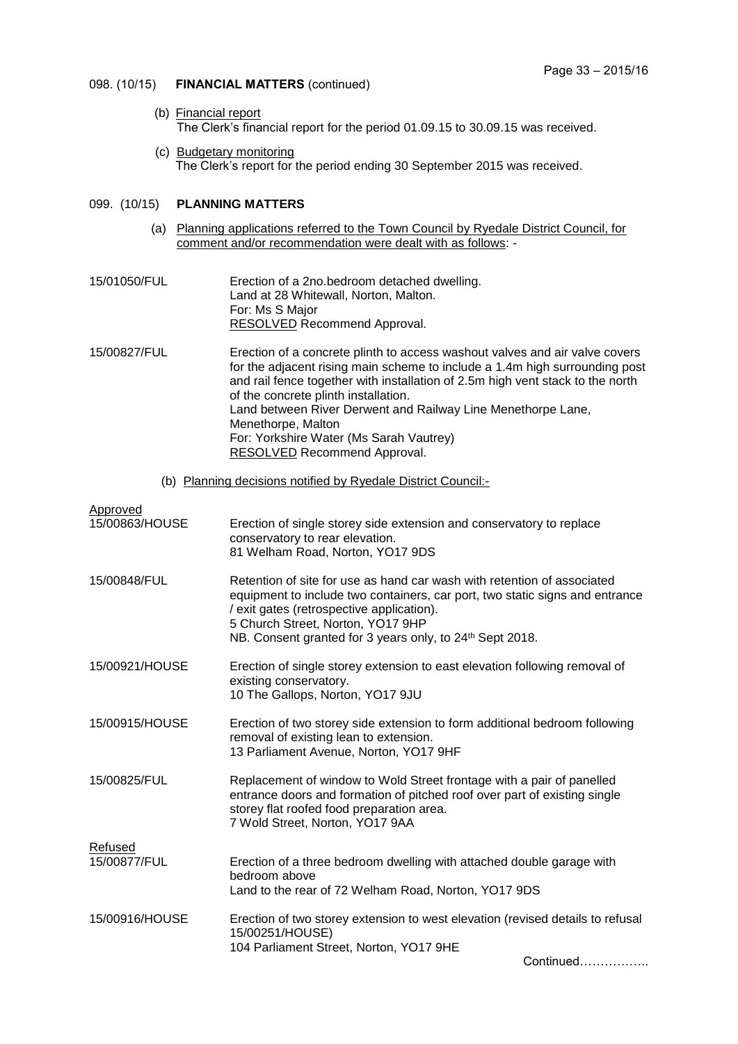098. (10/15) **FINANCIAL MATTERS** (continued)

(b) Financial report

The Clerk's financial report for the period 01.09.15 to 30.09.15 was received.

(c) Budgetary monitoring

The Clerk's report for the period ending 30 September 2015 was received.

099. (10/15) **PLANNING MATTERS**

(a) Planning applications referred to the Town Council by Ryedale District Council, for comment and/or recommendation were dealt with as follows: -

15/01050/FUL
Erection of a 2no.bedroom detached dwelling.
Land at 28 Whitewall, Norton, Malton.
For: Ms S Major
RESOLVED Recommend Approval.

15/00827/FUL
Erection of a concrete plinth to access washout valves and air valve covers for the adjacent rising main scheme to include a 1.4m high surrounding post and rail fence together with installation of 2.5m high vent stack to the north of the concrete plinth installation.
Land between River Derwent and Railway Line Menethorpe Lane, Menethorpe, Malton
For: Yorkshire Water (Ms Sarah Vautrey)
RESOLVED Recommend Approval.

(b) Planning decisions notified by Ryedale District Council:-

Approved

15/00863/HOUSE
Erection of single storey side extension and conservatory to replace conservatory to rear elevation.
81 Welham Road, Norton, YO17 9DS

15/00848/FUL
Retention of site for use as hand car wash with retention of associated equipment to include two containers, car port, two static signs and entrance / exit gates (retrospective application).
5 Church Street, Norton, YO17 9HP
NB. Consent granted for 3 years only, to 24th Sept 2018.

15/00921/HOUSE
Erection of single storey extension to east elevation following removal of existing conservatory.
10 The Gallops, Norton, YO17 9JU

15/00915/HOUSE
Erection of two storey side extension to form additional bedroom following removal of existing lean to extension.
13 Parliament Avenue, Norton, YO17 9HF

15/00825/FUL
Replacement of window to Wold Street frontage with a pair of panelled entrance doors and formation of pitched roof over part of existing single storey flat roofed food preparation area.
7 Wold Street, Norton, YO17 9AA

Refused

15/00877/FUL
Erection of a three bedroom dwelling with attached double garage with bedroom above
Land to the rear of 72 Welham Road, Norton, YO17 9DS

15/00916/HOUSE
Erection of two storey extension to west elevation (revised details to refusal 15/00251/HOUSE)
104 Parliament Street, Norton, YO17 9HE

Continued……………..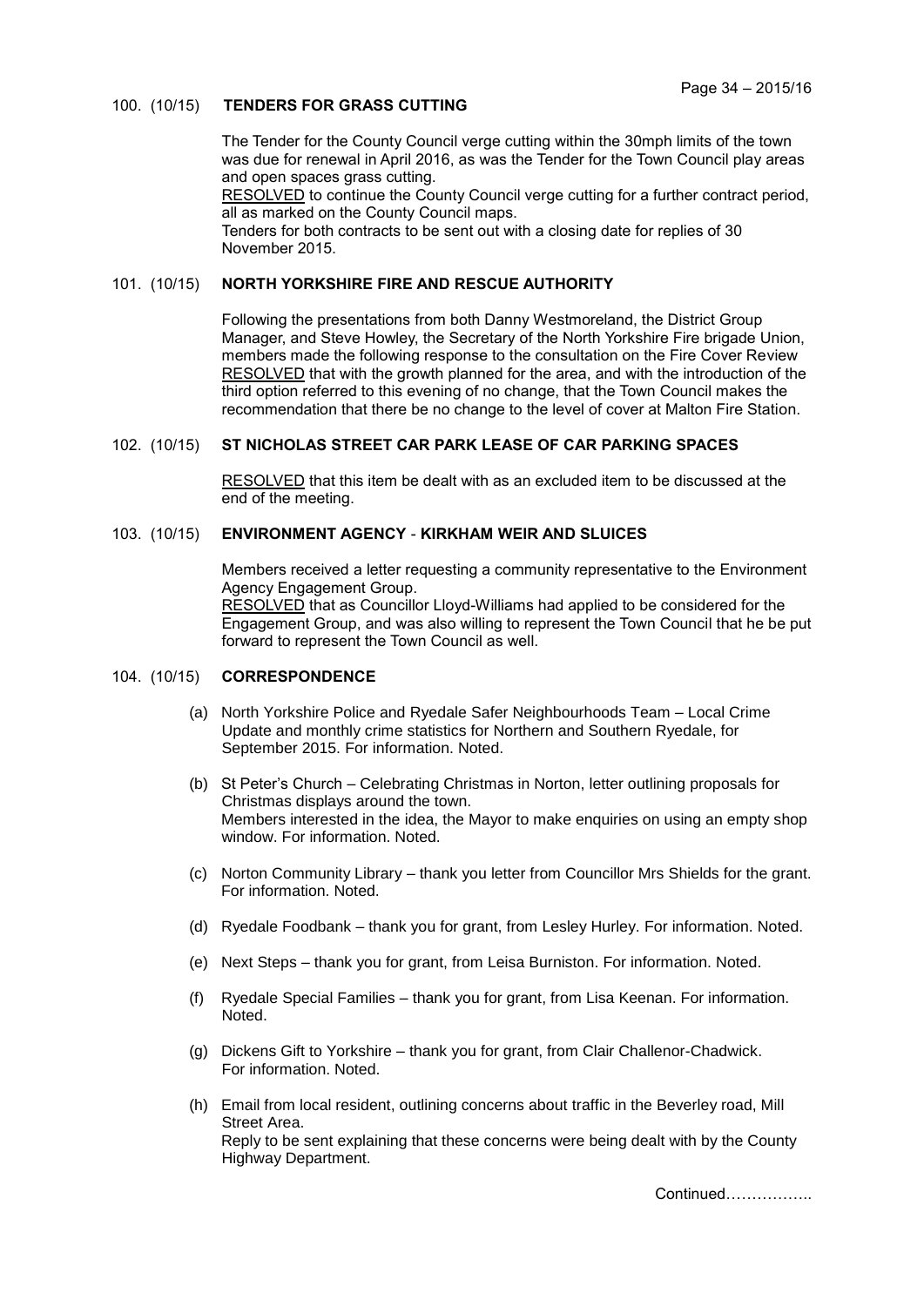100. (10/15) **TENDERS FOR GRASS CUTTING**

The Tender for the County Council verge cutting within the 30mph limits of the town was due for renewal in April 2016, as was the Tender for the Town Council play areas and open spaces grass cutting.
RESOLVED to continue the County Council verge cutting for a further contract period, all as marked on the County Council maps.
Tenders for both contracts to be sent out with a closing date for replies of 30 November 2015.

101. (10/15) **NORTH YORKSHIRE FIRE AND RESCUE AUTHORITY**

Following the presentations from both Danny Westmoreland, the District Group Manager, and Steve Howley, the Secretary of the North Yorkshire Fire brigade Union, members made the following response to the consultation on the Fire Cover Review
RESOLVED that with the growth planned for the area, and with the introduction of the third option referred to this evening of no change, that the Town Council makes the recommendation that there be no change to the level of cover at Malton Fire Station.

102. (10/15) **ST NICHOLAS STREET CAR PARK LEASE OF CAR PARKING SPACES**

RESOLVED that this item be dealt with as an excluded item to be discussed at the end of the meeting.

103. (10/15) **ENVIRONMENT AGENCY - KIRKHAM WEIR AND SLUICES**

Members received a letter requesting a community representative to the Environment Agency Engagement Group.
RESOLVED that as Councillor Lloyd-Williams had applied to be considered for the Engagement Group, and was also willing to represent the Town Council that he be put forward to represent the Town Council as well.

104. (10/15) **CORRESPONDENCE**

(a) North Yorkshire Police and Ryedale Safer Neighbourhoods Team – Local Crime Update and monthly crime statistics for Northern and Southern Ryedale, for September 2015. For information. Noted.

(b) St Peter's Church – Celebrating Christmas in Norton, letter outlining proposals for Christmas displays around the town.
Members interested in the idea, the Mayor to make enquiries on using an empty shop window. For information. Noted.

(c) Norton Community Library – thank you letter from Councillor Mrs Shields for the grant. For information. Noted.

(d) Ryedale Foodbank – thank you for grant, from Lesley Hurley. For information. Noted.

(e) Next Steps – thank you for grant, from Leisa Burniston. For information. Noted.

(f) Ryedale Special Families – thank you for grant, from Lisa Keenan. For information. Noted.

(g) Dickens Gift to Yorkshire – thank you for grant, from Clair Challenor-Chadwick. For information. Noted.

(h) Email from local resident, outlining concerns about traffic in the Beverley road, Mill Street Area.
Reply to be sent explaining that these concerns were being dealt with by the County Highway Department.

Continued……………..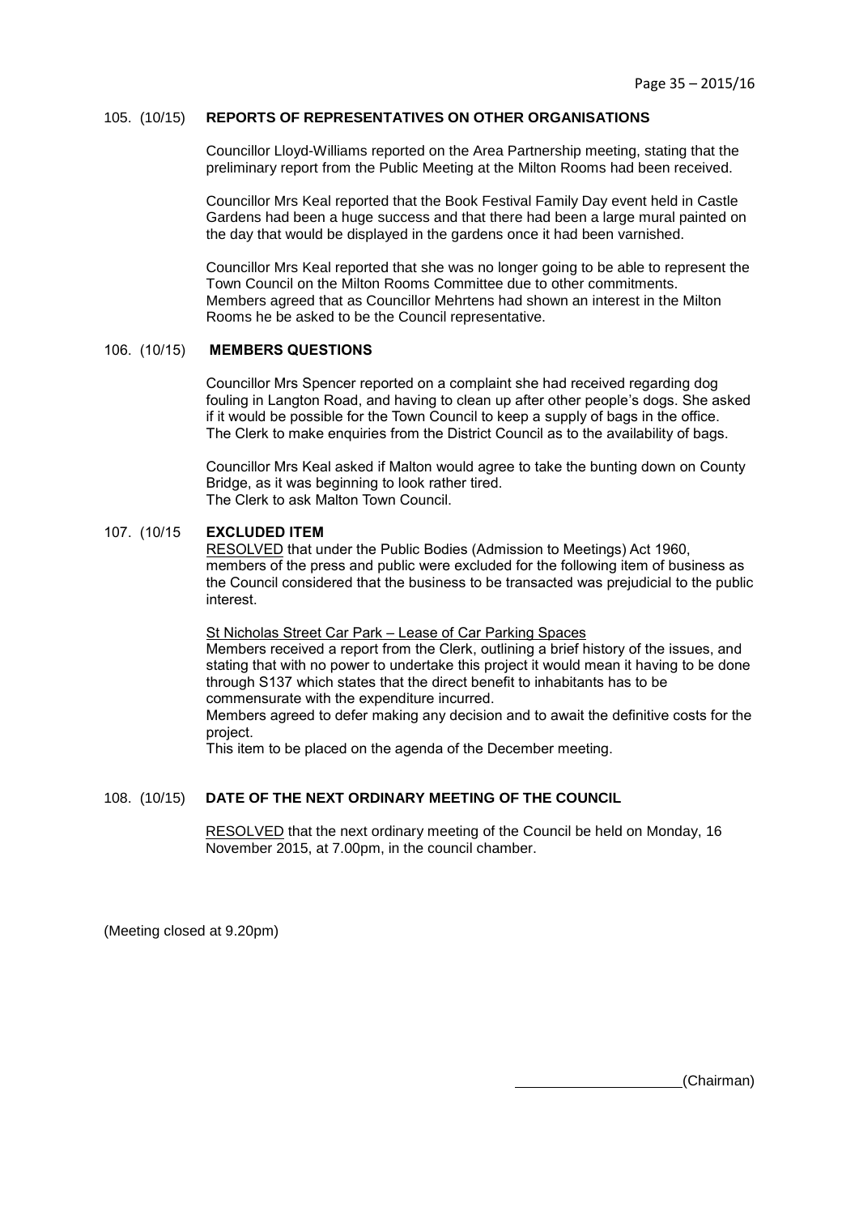105. (10/15) **REPORTS OF REPRESENTATIVES ON OTHER ORGANISATIONS**

Councillor Lloyd-Williams reported on the Area Partnership meeting, stating that the preliminary report from the Public Meeting at the Milton Rooms had been received.

Councillor Mrs Keal reported that the Book Festival Family Day event held in Castle Gardens had been a huge success and that there had been a large mural painted on the day that would be displayed in the gardens once it had been varnished.

Councillor Mrs Keal reported that she was no longer going to be able to represent the Town Council on the Milton Rooms Committee due to other commitments. Members agreed that as Councillor Mehrtens had shown an interest in the Milton Rooms he be asked to be the Council representative.

106. (10/15) **MEMBERS QUESTIONS**

Councillor Mrs Spencer reported on a complaint she had received regarding dog fouling in Langton Road, and having to clean up after other people's dogs. She asked if it would be possible for the Town Council to keep a supply of bags in the office. The Clerk to make enquiries from the District Council as to the availability of bags.

Councillor Mrs Keal asked if Malton would agree to take the bunting down on County Bridge, as it was beginning to look rather tired.
The Clerk to ask Malton Town Council.

107. (10/15 **EXCLUDED ITEM**

RESOLVED that under the Public Bodies (Admission to Meetings) Act 1960, members of the press and public were excluded for the following item of business as the Council considered that the business to be transacted was prejudicial to the public interest.

St Nicholas Street Car Park – Lease of Car Parking Spaces
Members received a report from the Clerk, outlining a brief history of the issues, and stating that with no power to undertake this project it would mean it having to be done through S137 which states that the direct benefit to inhabitants has to be commensurate with the expenditure incurred.
Members agreed to defer making any decision and to await the definitive costs for the project.
This item to be placed on the agenda of the December meeting.

108. (10/15) **DATE OF THE NEXT ORDINARY MEETING OF THE COUNCIL**

RESOLVED that the next ordinary meeting of the Council be held on Monday, 16 November 2015, at 7.00pm, in the council chamber.

(Meeting closed at 9.20pm)

\_\_\_\_\_\_\_\_\_\_\_\_\_\_\_\_\_\_\_\_(Chairman)